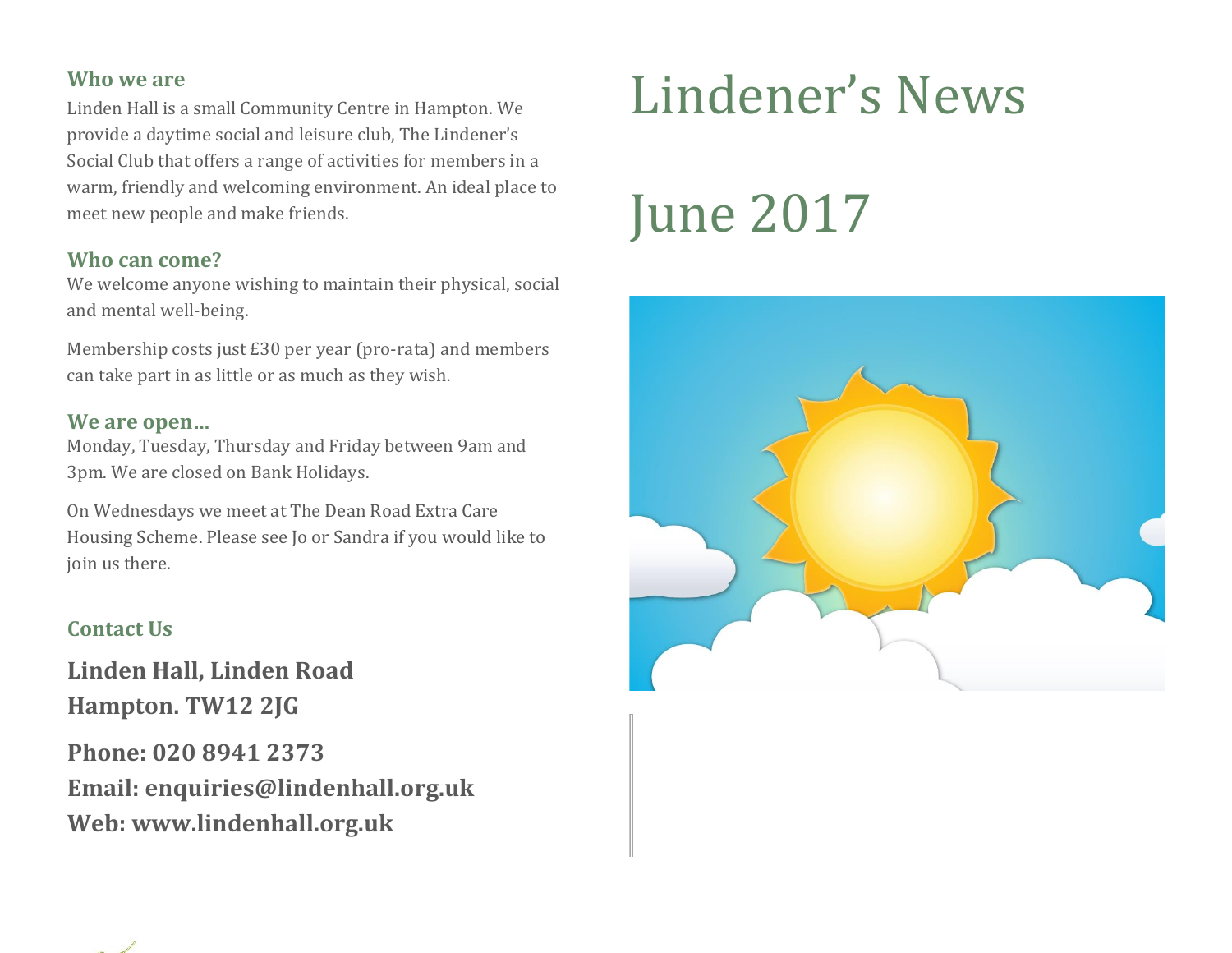# Lindener's News

# June 2017

### Who we are

Linden Hall is a small Community Centre in Hampton. We provide a daytime social and leisure club, The Lindener's Social Club that offers a range of activities for members in a warm, friendly and welcoming environment. An ideal place to meet new people and make friends.

### Who can come?

We welcome anyone wishing to maintain their physical, social and mental well-being.

Membership costs just £30 per year (pro-rata) and members can take part in as little or as much as they wish.

### We are open…

Monday, Tuesday, Thursday and Friday between 9am and 3pm. We are closed on Bank Holidays.

On Wednesdays we meet at The Dean Road Extra Care Housing Scheme. Please see Jo or Sandra if you would like to join us there.

### Contact Us

**Linden Hall, Linden Road**
**Hampton. TW12 2JG**

**Phone: 020 8941 2373**
**Email: enquiries@lindenhall.org.uk**
**Web: www.lindenhall.org.uk**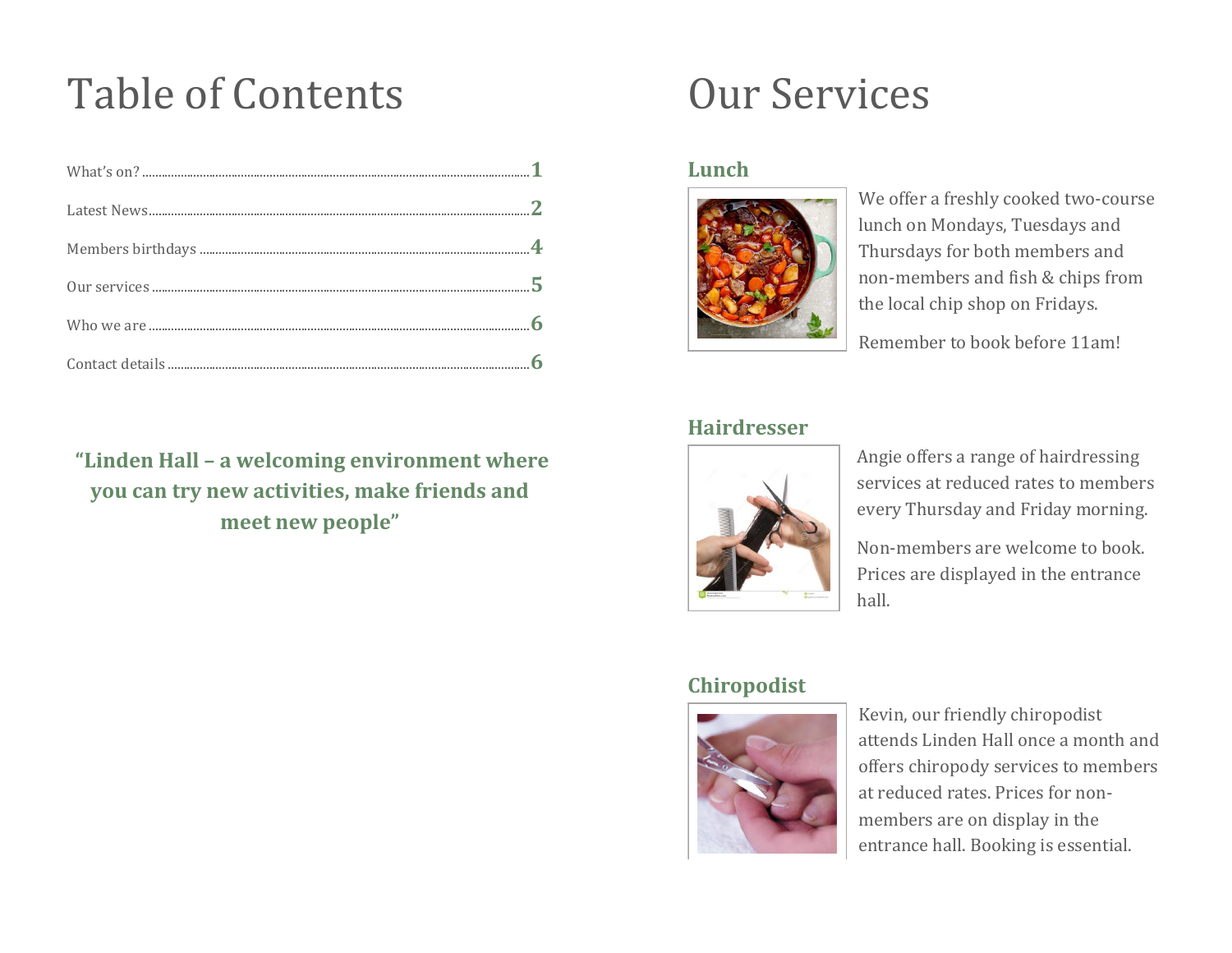# Table of Contents

| | |
|---|---|
| What's on? | 1 |
| Latest News | 2 |
| Members birthdays | 4 |
| Our services | 5 |
| Who we are | 6 |
| Contact details | 6 |

**"Linden Hall – a welcoming environment where you can try new activities, make friends and meet new people"**

# Our Services

### Lunch

We offer a freshly cooked two-course lunch on Mondays, Tuesdays and Thursdays for both members and non-members and fish & chips from the local chip shop on Fridays.

Remember to book before 11am!

### Hairdresser

Angie offers a range of hairdressing services at reduced rates to members every Thursday and Friday morning.

Non-members are welcome to book. Prices are displayed in the entrance hall.

### Chiropodist

Kevin, our friendly chiropodist attends Linden Hall once a month and offers chiropody services to members at reduced rates. Prices for non-members are on display in the entrance hall. Booking is essential.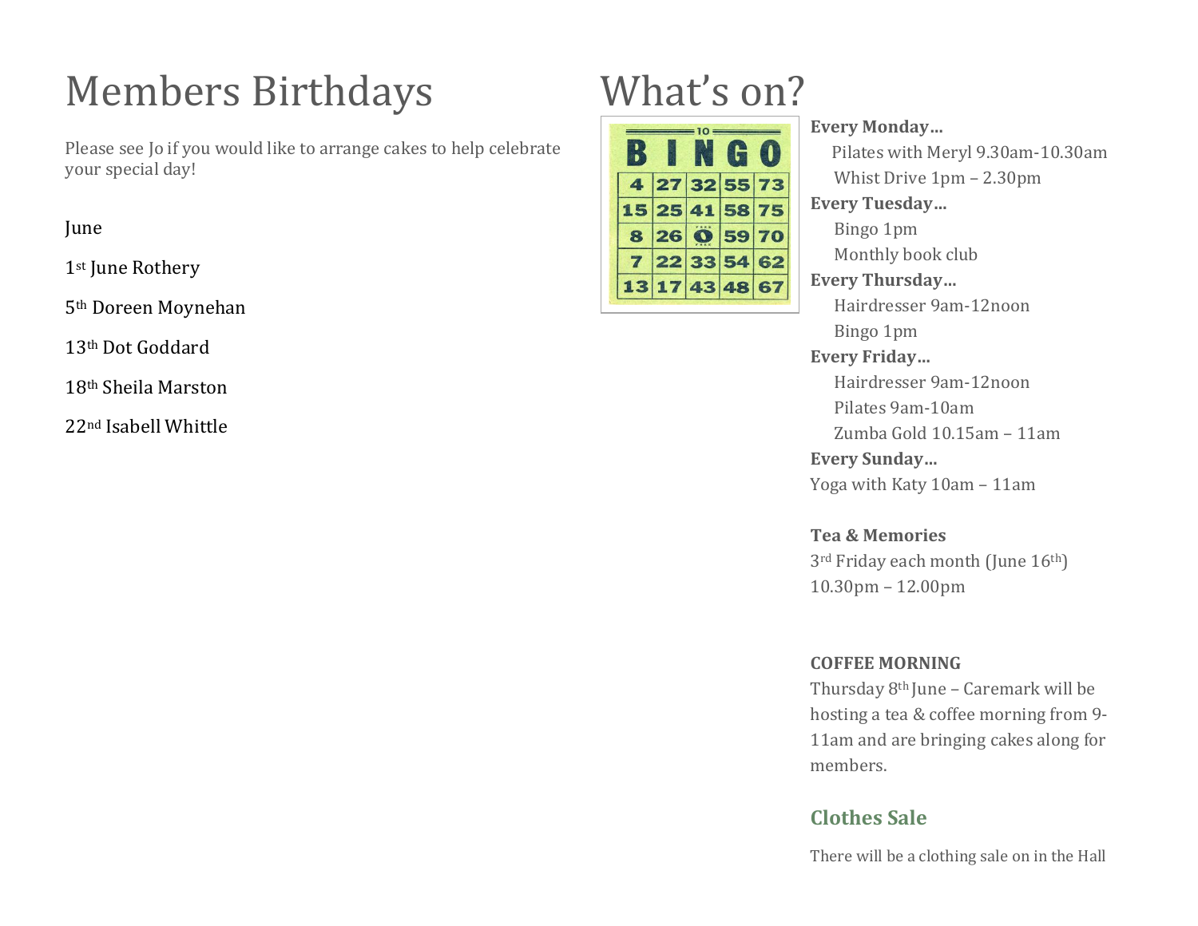# Members Birthdays

Please see Jo if you would like to arrange cakes to help celebrate your special day!

June

1st June Rothery

5th Doreen Moynehan

13th Dot Goddard

18th Sheila Marston

22nd Isabell Whittle

# What's on?

**Every Monday…**

Pilates with Meryl 9.30am-10.30am

Whist Drive 1pm – 2.30pm

**Every Tuesday…**

Bingo 1pm

Monthly book club

**Every Thursday…**

Hairdresser 9am-12noon

Bingo 1pm

**Every Friday…**

Hairdresser 9am-12noon

Pilates 9am-10am

Zumba Gold 10.15am – 11am

**Every Sunday…**

Yoga with Katy 10am – 11am

**Tea & Memories**

3rd Friday each month (June 16th)
10.30pm – 12.00pm

**COFFEE MORNING**

Thursday 8th June – Caremark will be hosting a tea & coffee morning from 9-11am and are bringing cakes along for members.

## Clothes Sale

There will be a clothing sale on in the Hall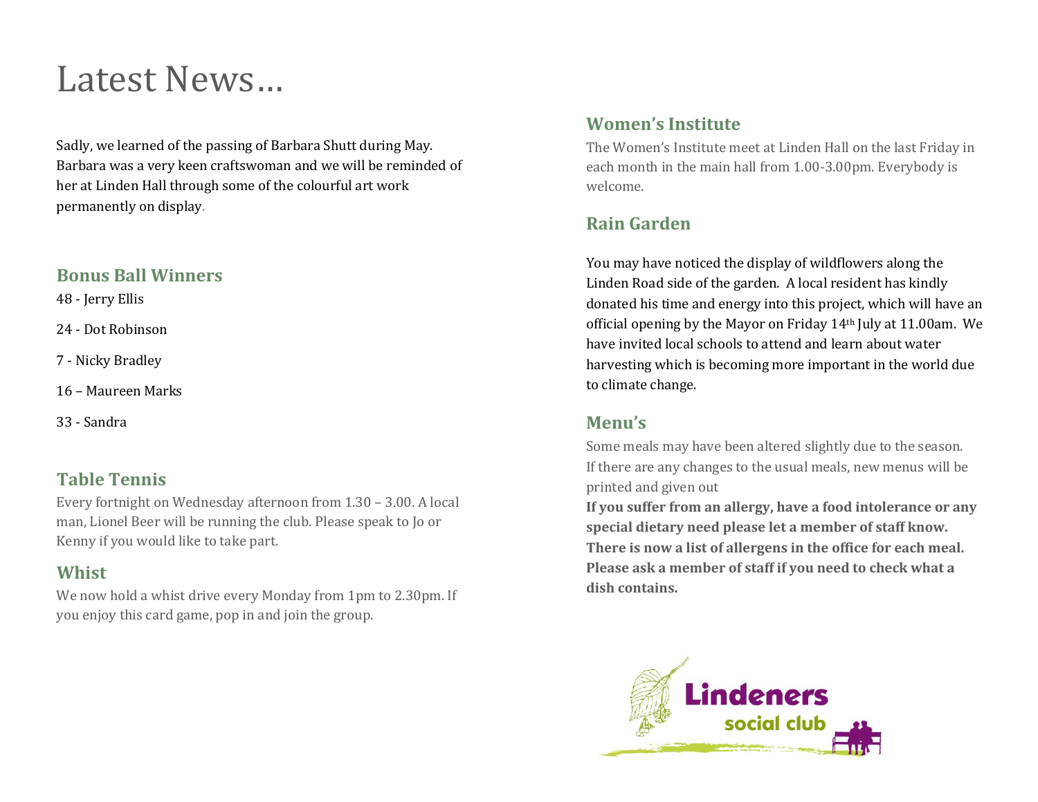# Latest News…

Sadly, we learned of the passing of Barbara Shutt during May. Barbara was a very keen craftswoman and we will be reminded of her at Linden Hall through some of the colourful art work permanently on display.

## Bonus Ball Winners

48 - Jerry Ellis

24 - Dot Robinson

7 - Nicky Bradley

16 – Maureen Marks

33 - Sandra

## Table Tennis

Every fortnight on Wednesday afternoon from 1.30 – 3.00. A local man, Lionel Beer will be running the club. Please speak to Jo or Kenny if you would like to take part.

## Whist

We now hold a whist drive every Monday from 1pm to 2.30pm. If you enjoy this card game, pop in and join the group.

## Women's Institute

The Women's Institute meet at Linden Hall on the last Friday in each month in the main hall from 1.00-3.00pm. Everybody is welcome.

## Rain Garden

You may have noticed the display of wildflowers along the Linden Road side of the garden. A local resident has kindly donated his time and energy into this project, which will have an official opening by the Mayor on Friday 14th July at 11.00am. We have invited local schools to attend and learn about water harvesting which is becoming more important in the world due to climate change.

## Menu's

Some meals may have been altered slightly due to the season. If there are any changes to the usual meals, new menus will be printed and given out

**If you suffer from an allergy, have a food intolerance or any special dietary need please let a member of staff know. There is now a list of allergens in the office for each meal. Please ask a member of staff if you need to check what a dish contains.**

Lindeners social club